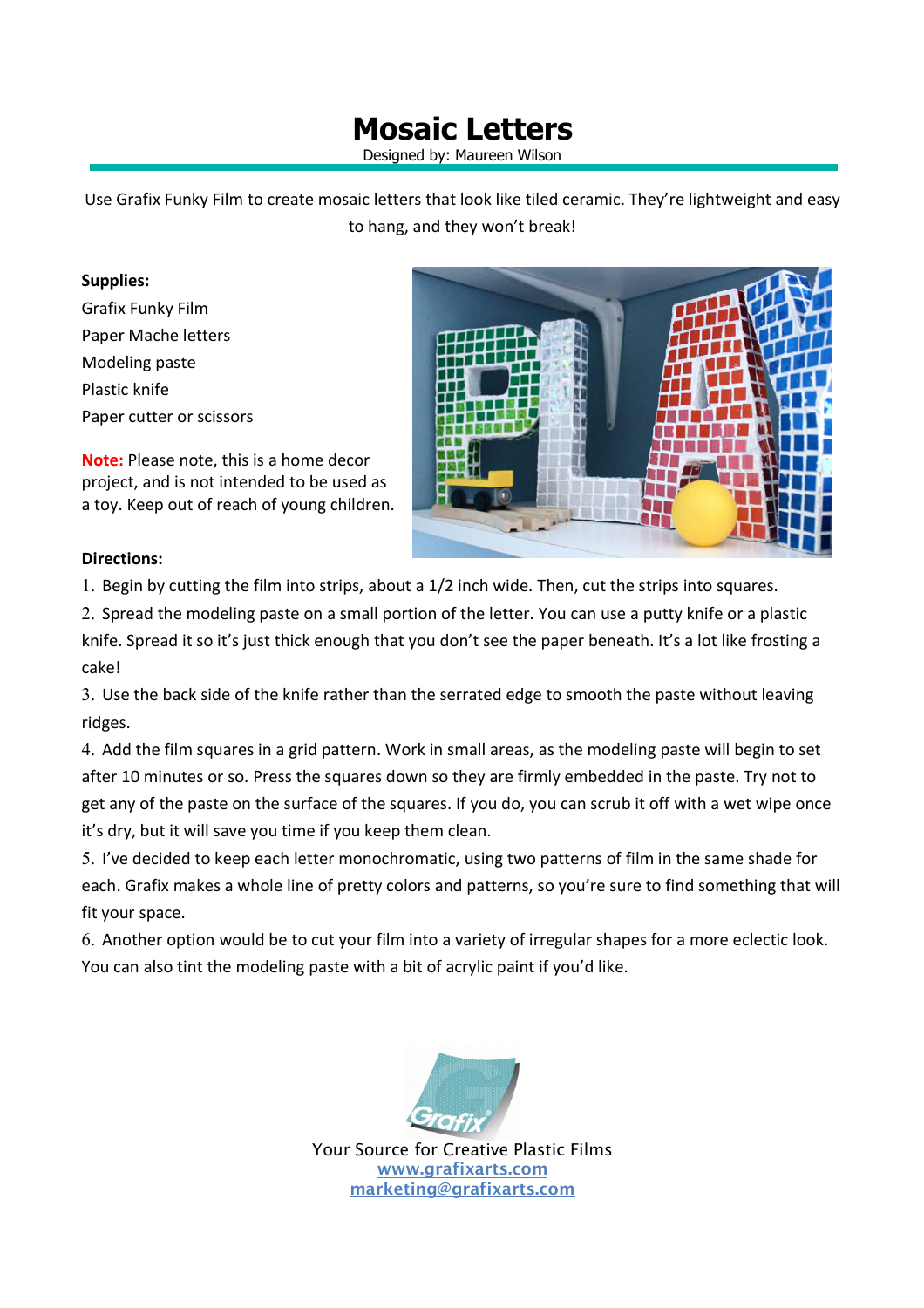# Mosaic Letters

Designed by: Maureen Wilson

Use Grafix Funky Film to create mosaic letters that look like tiled ceramic. They're lightweight and easy to hang, and they won't break!

**Supplies:**

Grafix Funky Film
Paper Mache letters
Modeling paste
Plastic knife
Paper cutter or scissors

**Note:** Please note, this is a home decor project, and is not intended to be used as a toy. Keep out of reach of young children.

**Directions:**

1. Begin by cutting the film into strips, about a 1/2 inch wide. Then, cut the strips into squares.
2. Spread the modeling paste on a small portion of the letter. You can use a putty knife or a plastic knife. Spread it so it's just thick enough that you don't see the paper beneath. It's a lot like frosting a cake!
3. Use the back side of the knife rather than the serrated edge to smooth the paste without leaving ridges.
4. Add the film squares in a grid pattern. Work in small areas, as the modeling paste will begin to set after 10 minutes or so. Press the squares down so they are firmly embedded in the paste. Try not to get any of the paste on the surface of the squares. If you do, you can scrub it off with a wet wipe once it's dry, but it will save you time if you keep them clean.
5. I've decided to keep each letter monochromatic, using two patterns of film in the same shade for each. Grafix makes a whole line of pretty colors and patterns, so you're sure to find something that will fit your space.
6. Another option would be to cut your film into a variety of irregular shapes for a more eclectic look. You can also tint the modeling paste with a bit of acrylic paint if you'd like.

Your Source for Creative Plastic Films
www.grafixarts.com
marketing@grafixarts.com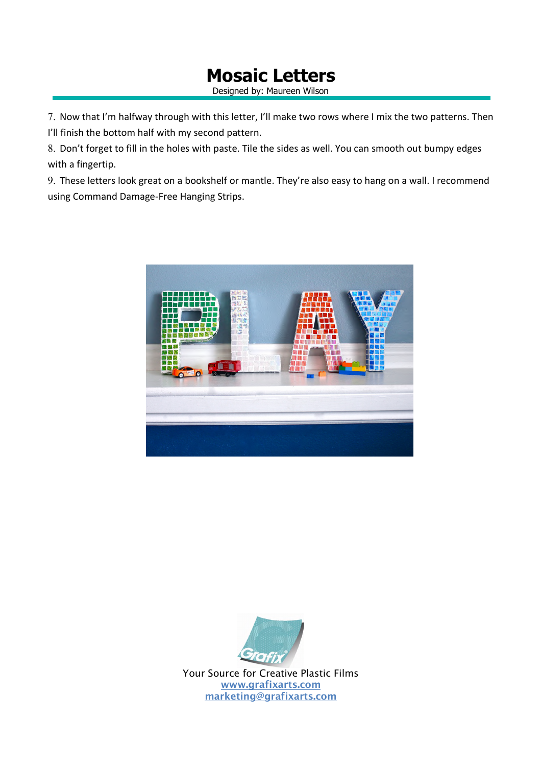# Mosaic Letters

Designed by: Maureen Wilson

7. Now that I'm halfway through with this letter, I'll make two rows where I mix the two patterns. Then I'll finish the bottom half with my second pattern.

8. Don't forget to fill in the holes with paste. Tile the sides as well. You can smooth out bumpy edges with a fingertip.

9. These letters look great on a bookshelf or mantle. They're also easy to hang on a wall. I recommend using Command Damage-Free Hanging Strips.

Your Source for Creative Plastic Films
www.grafixarts.com
marketing@grafixarts.com